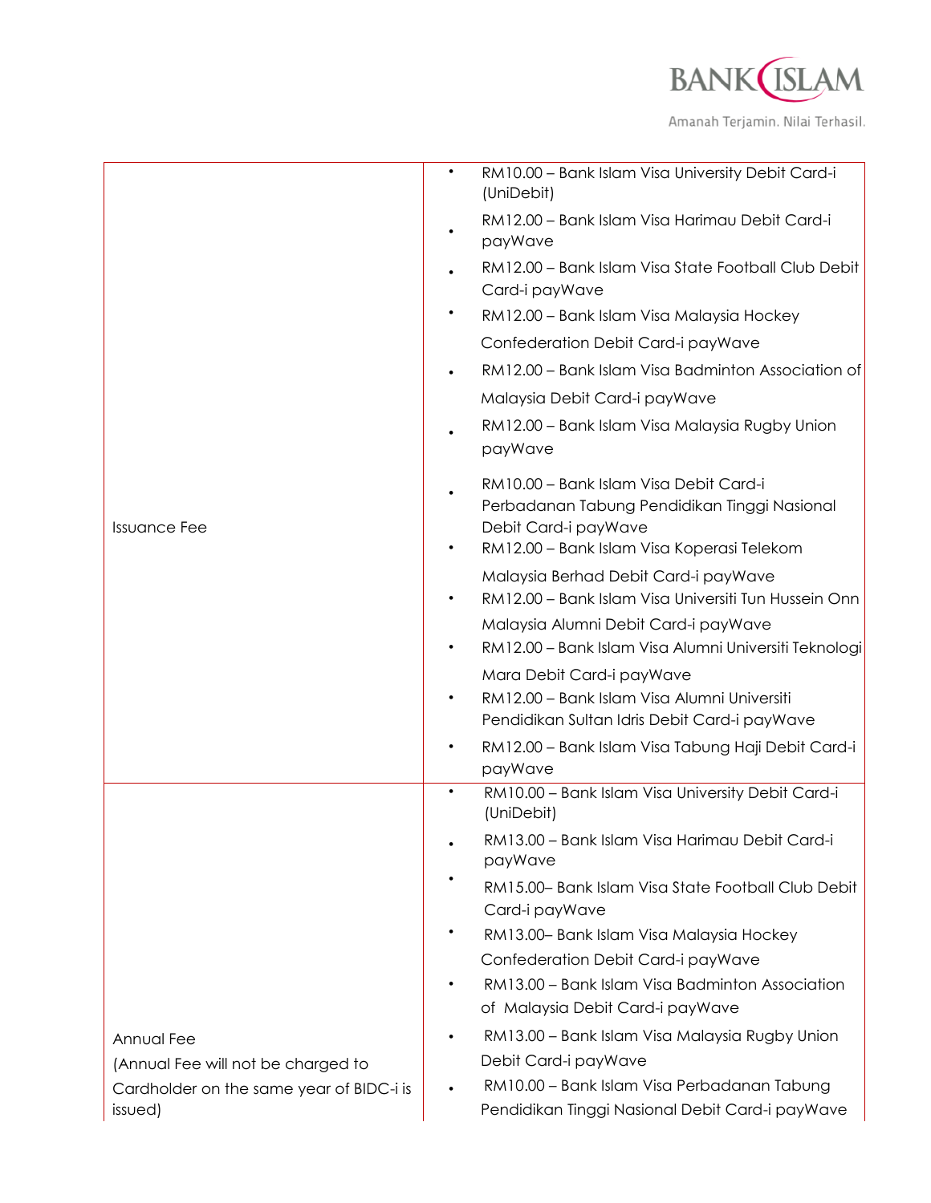| | |
|---|---|
| Issuance Fee | • RM10.00 – Bank Islam Visa University Debit Card-i (UniDebit)<br>• RM12.00 – Bank Islam Visa Harimau Debit Card-i payWave<br>• RM12.00 – Bank Islam Visa State Football Club Debit Card-i payWave<br>• RM12.00 – Bank Islam Visa Malaysia Hockey Confederation Debit Card-i payWave<br>• RM12.00 – Bank Islam Visa Badminton Association of Malaysia Debit Card-i payWave<br>• RM12.00 – Bank Islam Visa Malaysia Rugby Union payWave<br>• RM10.00 – Bank Islam Visa Debit Card-i Perbadanan Tabung Pendidikan Tinggi Nasional Debit Card-i payWave<br>• RM12.00 – Bank Islam Visa Koperasi Telekom Malaysia Berhad Debit Card-i payWave<br>• RM12.00 – Bank Islam Visa Universiti Tun Hussein Onn Malaysia Alumni Debit Card-i payWave<br>• RM12.00 – Bank Islam Visa Alumni Universiti Teknologi Mara Debit Card-i payWave<br>• RM12.00 – Bank Islam Visa Alumni Universiti Pendidikan Sultan Idris Debit Card-i payWave<br>• RM12.00 – Bank Islam Visa Tabung Haji Debit Card-i payWave |
| Annual Fee<br>(Annual Fee will not be charged to Cardholder on the same year of BIDC-i is issued) | • RM10.00 – Bank Islam Visa University Debit Card-i (UniDebit)<br>• RM13.00 – Bank Islam Visa Harimau Debit Card-i payWave<br>• RM15.00– Bank Islam Visa State Football Club Debit Card-i payWave<br>• RM13.00– Bank Islam Visa Malaysia Hockey Confederation Debit Card-i payWave<br>• RM13.00 – Bank Islam Visa Badminton Association of Malaysia Debit Card-i payWave<br>• RM13.00 – Bank Islam Visa Malaysia Rugby Union Debit Card-i payWave<br>• RM10.00 – Bank Islam Visa Perbadanan Tabung Pendidikan Tinggi Nasional Debit Card-i payWave |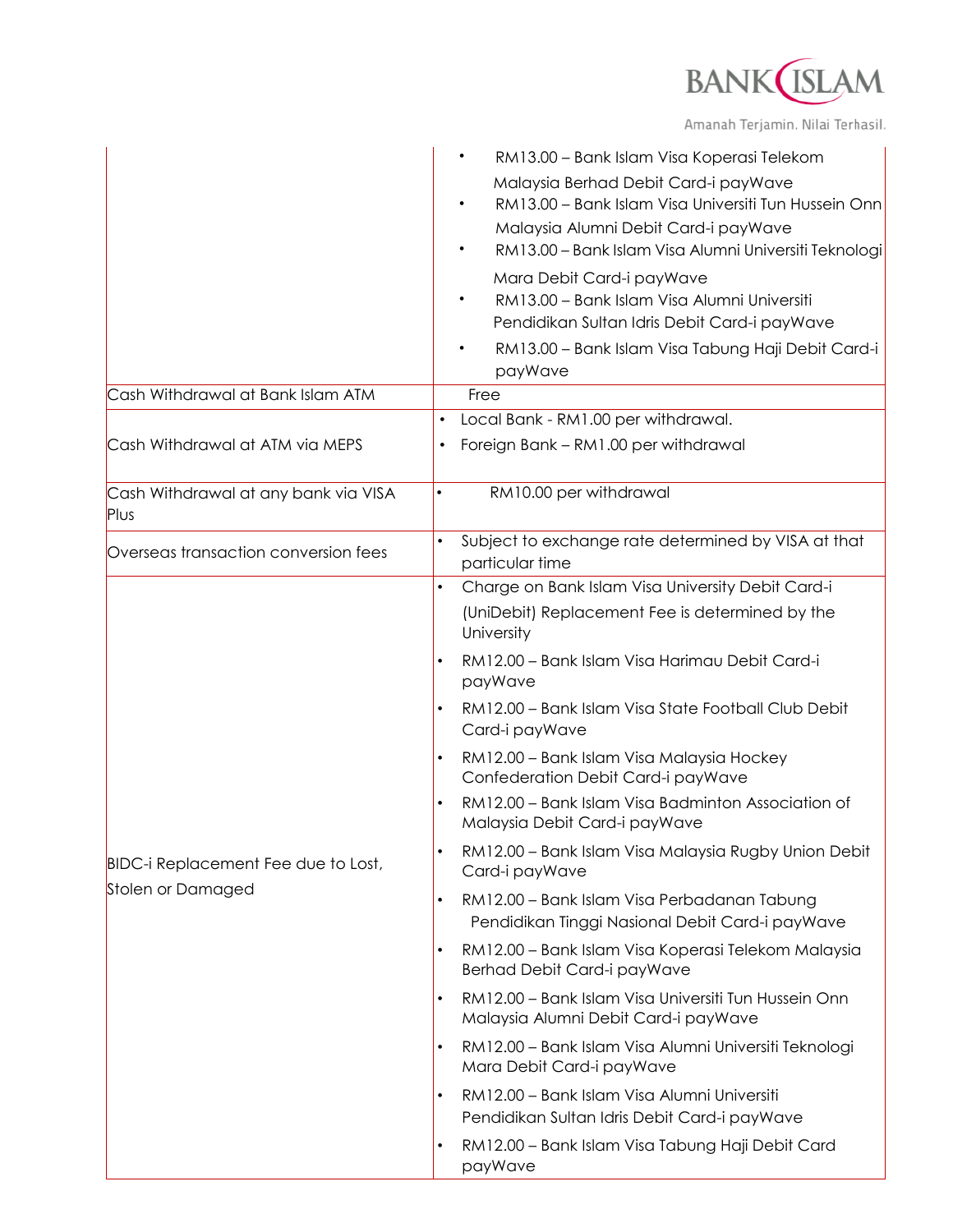| | |
|---|---|
| | • RM13.00 – Bank Islam Visa Koperasi Telekom Malaysia Berhad Debit Card-i payWave<br>• RM13.00 – Bank Islam Visa Universiti Tun Hussein Onn Malaysia Alumni Debit Card-i payWave<br>• RM13.00 – Bank Islam Visa Alumni Universiti Teknologi Mara Debit Card-i payWave<br>• RM13.00 – Bank Islam Visa Alumni Universiti Pendidikan Sultan Idris Debit Card-i payWave<br>• RM13.00 – Bank Islam Visa Tabung Haji Debit Card-i payWave |
| Cash Withdrawal at Bank Islam ATM | Free |
| Cash Withdrawal at ATM via MEPS | • Local Bank - RM1.00 per withdrawal.<br>• Foreign Bank – RM1.00 per withdrawal |
| Cash Withdrawal at any bank via VISA Plus | • RM10.00 per withdrawal |
| Overseas transaction conversion fees | • Subject to exchange rate determined by VISA at that particular time |
| BIDC-i Replacement Fee due to Lost, Stolen or Damaged | • Charge on Bank Islam Visa University Debit Card-i (UniDebit) Replacement Fee is determined by the University<br>• RM12.00 – Bank Islam Visa Harimau Debit Card-i payWave<br>• RM12.00 – Bank Islam Visa State Football Club Debit Card-i payWave<br>• RM12.00 – Bank Islam Visa Malaysia Hockey Confederation Debit Card-i payWave<br>• RM12.00 – Bank Islam Visa Badminton Association of Malaysia Debit Card-i payWave<br>• RM12.00 – Bank Islam Visa Malaysia Rugby Union Debit Card-i payWave<br>• RM12.00 – Bank Islam Visa Perbadanan Tabung Pendidikan Tinggi Nasional Debit Card-i payWave<br>• RM12.00 – Bank Islam Visa Koperasi Telekom Malaysia Berhad Debit Card-i payWave<br>• RM12.00 – Bank Islam Visa Universiti Tun Hussein Onn Malaysia Alumni Debit Card-i payWave<br>• RM12.00 – Bank Islam Visa Alumni Universiti Teknologi Mara Debit Card-i payWave<br>• RM12.00 – Bank Islam Visa Alumni Universiti Pendidikan Sultan Idris Debit Card-i payWave<br>• RM12.00 – Bank Islam Visa Tabung Haji Debit Card payWave |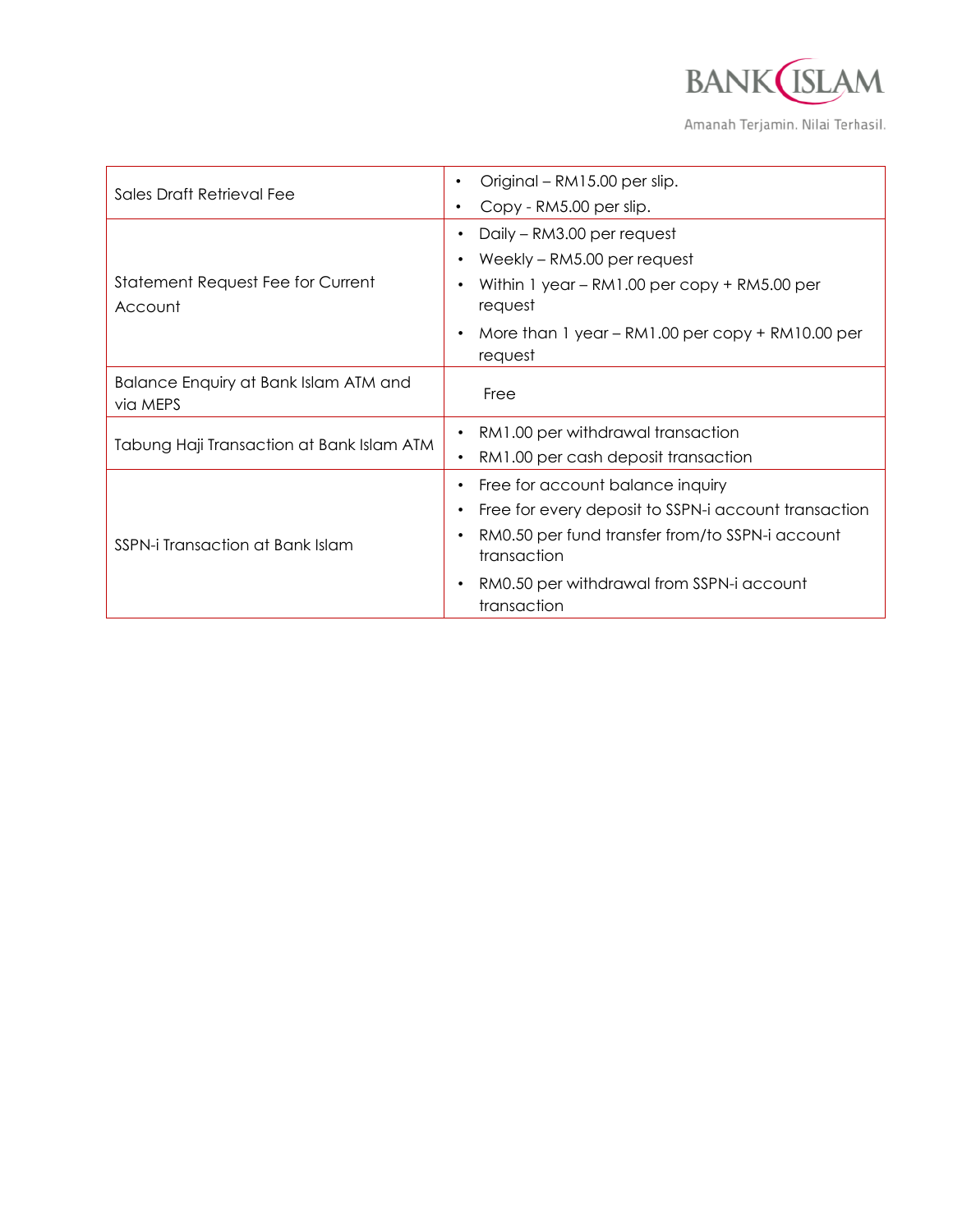| | |
|---|---|
| Sales Draft Retrieval Fee | • Original – RM15.00 per slip.<br>• Copy - RM5.00 per slip. |
| Statement Request Fee for Current Account | • Daily – RM3.00 per request<br>• Weekly – RM5.00 per request<br>• Within 1 year – RM1.00 per copy + RM5.00 per request<br>• More than 1 year – RM1.00 per copy + RM10.00 per request |
| Balance Enquiry at Bank Islam ATM and via MEPS | Free |
| Tabung Haji Transaction at Bank Islam ATM | • RM1.00 per withdrawal transaction<br>• RM1.00 per cash deposit transaction |
| SSPN-i Transaction at Bank Islam | • Free for account balance inquiry<br>• Free for every deposit to SSPN-i account transaction<br>• RM0.50 per fund transfer from/to SSPN-i account transaction<br>• RM0.50 per withdrawal from SSPN-i account transaction |